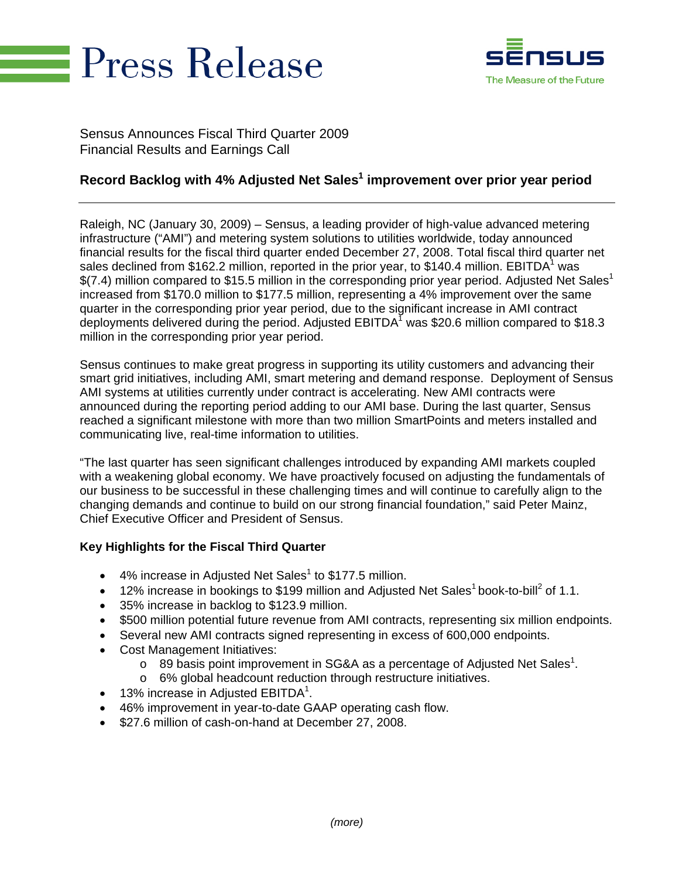# Press Release

**sensus**
The Measure of the Future

Sensus Announces Fiscal Third Quarter 2009
Financial Results and Earnings Call

## Record Backlog with 4% Adjusted Net Sales[1] improvement over prior year period

---

Raleigh, NC (January 30, 2009) – Sensus, a leading provider of high-value advanced metering infrastructure ("AMI") and metering system solutions to utilities worldwide, today announced financial results for the fiscal third quarter ended December 27, 2008. Total fiscal third quarter net sales declined from $162.2 million, reported in the prior year, to $140.4 million. EBITDA[1] was $(7.4) million compared to $15.5 million in the corresponding prior year period. Adjusted Net Sales[1] increased from $170.0 million to $177.5 million, representing a 4% improvement over the same quarter in the corresponding prior year period, due to the significant increase in AMI contract deployments delivered during the period. Adjusted EBITDA[1] was $20.6 million compared to $18.3 million in the corresponding prior year period.

Sensus continues to make great progress in supporting its utility customers and advancing their smart grid initiatives, including AMI, smart metering and demand response. Deployment of Sensus AMI systems at utilities currently under contract is accelerating. New AMI contracts were announced during the reporting period adding to our AMI base. During the last quarter, Sensus reached a significant milestone with more than two million SmartPoints and meters installed and communicating live, real-time information to utilities.

"The last quarter has seen significant challenges introduced by expanding AMI markets coupled with a weakening global economy. We have proactively focused on adjusting the fundamentals of our business to be successful in these challenging times and will continue to carefully align to the changing demands and continue to build on our strong financial foundation," said Peter Mainz, Chief Executive Officer and President of Sensus.

**Key Highlights for the Fiscal Third Quarter**

- 4% increase in Adjusted Net Sales[1] to $177.5 million.
- 12% increase in bookings to $199 million and Adjusted Net Sales[1] book-to-bill[2] of 1.1.
- 35% increase in backlog to $123.9 million.
- $500 million potential future revenue from AMI contracts, representing six million endpoints.
- Several new AMI contracts signed representing in excess of 600,000 endpoints.
- Cost Management Initiatives:
  - 89 basis point improvement in SG&A as a percentage of Adjusted Net Sales[1].
  - 6% global headcount reduction through restructure initiatives.
- 13% increase in Adjusted EBITDA[1].
- 46% improvement in year-to-date GAAP operating cash flow.
- $27.6 million of cash-on-hand at December 27, 2008.

*(more)*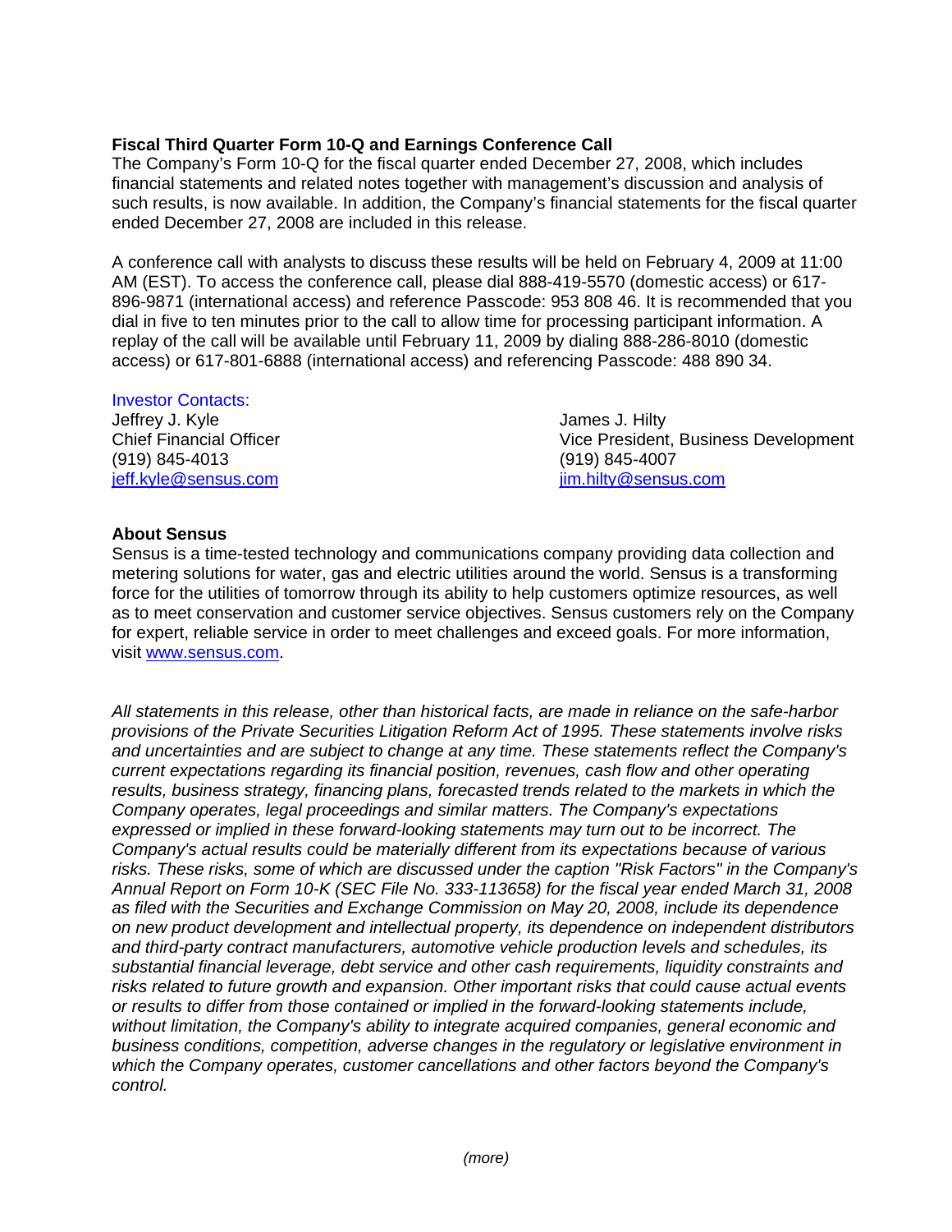**Fiscal Third Quarter Form 10-Q and Earnings Conference Call**

The Company's Form 10-Q for the fiscal quarter ended December 27, 2008, which includes financial statements and related notes together with management's discussion and analysis of such results, is now available. In addition, the Company's financial statements for the fiscal quarter ended December 27, 2008 are included in this release.

A conference call with analysts to discuss these results will be held on February 4, 2009 at 11:00 AM (EST). To access the conference call, please dial 888-419-5570 (domestic access) or 617-896-9871 (international access) and reference Passcode: 953 808 46. It is recommended that you dial in five to ten minutes prior to the call to allow time for processing participant information. A replay of the call will be available until February 11, 2009 by dialing 888-286-8010 (domestic access) or 617-801-6888 (international access) and referencing Passcode: 488 890 34.

Investor Contacts:

Jeffrey J. Kyle
Chief Financial Officer
(919) 845-4013
jeff.kyle@sensus.com

James J. Hilty
Vice President, Business Development
(919) 845-4007
jim.hilty@sensus.com

**About Sensus**

Sensus is a time-tested technology and communications company providing data collection and metering solutions for water, gas and electric utilities around the world. Sensus is a transforming force for the utilities of tomorrow through its ability to help customers optimize resources, as well as to meet conservation and customer service objectives. Sensus customers rely on the Company for expert, reliable service in order to meet challenges and exceed goals. For more information, visit www.sensus.com.

*All statements in this release, other than historical facts, are made in reliance on the safe-harbor provisions of the Private Securities Litigation Reform Act of 1995. These statements involve risks and uncertainties and are subject to change at any time. These statements reflect the Company's current expectations regarding its financial position, revenues, cash flow and other operating results, business strategy, financing plans, forecasted trends related to the markets in which the Company operates, legal proceedings and similar matters. The Company's expectations expressed or implied in these forward-looking statements may turn out to be incorrect. The Company's actual results could be materially different from its expectations because of various risks. These risks, some of which are discussed under the caption "Risk Factors" in the Company's Annual Report on Form 10-K (SEC File No. 333-113658) for the fiscal year ended March 31, 2008 as filed with the Securities and Exchange Commission on May 20, 2008, include its dependence on new product development and intellectual property, its dependence on independent distributors and third-party contract manufacturers, automotive vehicle production levels and schedules, its substantial financial leverage, debt service and other cash requirements, liquidity constraints and risks related to future growth and expansion. Other important risks that could cause actual events or results to differ from those contained or implied in the forward-looking statements include, without limitation, the Company's ability to integrate acquired companies, general economic and business conditions, competition, adverse changes in the regulatory or legislative environment in which the Company operates, customer cancellations and other factors beyond the Company's control.*

*(more)*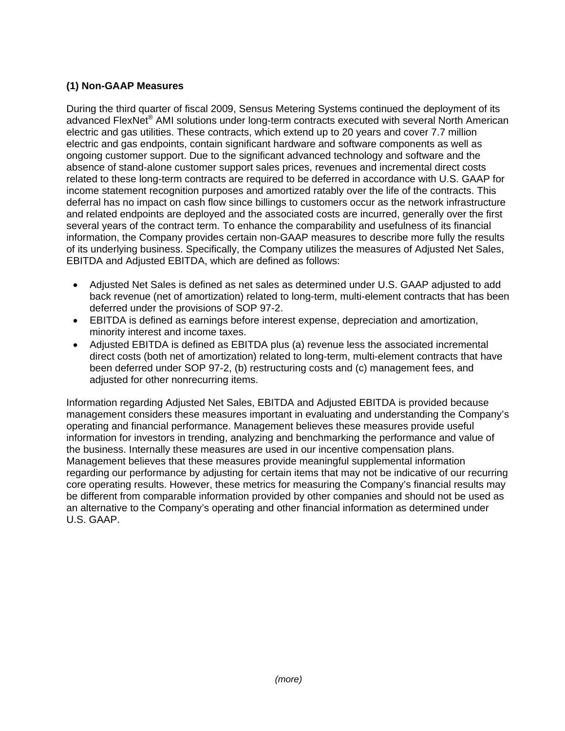**(1) Non-GAAP Measures**

During the third quarter of fiscal 2009, Sensus Metering Systems continued the deployment of its advanced FlexNet® AMI solutions under long-term contracts executed with several North American electric and gas utilities. These contracts, which extend up to 20 years and cover 7.7 million electric and gas endpoints, contain significant hardware and software components as well as ongoing customer support. Due to the significant advanced technology and software and the absence of stand-alone customer support sales prices, revenues and incremental direct costs related to these long-term contracts are required to be deferred in accordance with U.S. GAAP for income statement recognition purposes and amortized ratably over the life of the contracts. This deferral has no impact on cash flow since billings to customers occur as the network infrastructure and related endpoints are deployed and the associated costs are incurred, generally over the first several years of the contract term. To enhance the comparability and usefulness of its financial information, the Company provides certain non-GAAP measures to describe more fully the results of its underlying business. Specifically, the Company utilizes the measures of Adjusted Net Sales, EBITDA and Adjusted EBITDA, which are defined as follows:

- Adjusted Net Sales is defined as net sales as determined under U.S. GAAP adjusted to add back revenue (net of amortization) related to long-term, multi-element contracts that has been deferred under the provisions of SOP 97-2.
- EBITDA is defined as earnings before interest expense, depreciation and amortization, minority interest and income taxes.
- Adjusted EBITDA is defined as EBITDA plus (a) revenue less the associated incremental direct costs (both net of amortization) related to long-term, multi-element contracts that have been deferred under SOP 97-2, (b) restructuring costs and (c) management fees, and adjusted for other nonrecurring items.

Information regarding Adjusted Net Sales, EBITDA and Adjusted EBITDA is provided because management considers these measures important in evaluating and understanding the Company's operating and financial performance. Management believes these measures provide useful information for investors in trending, analyzing and benchmarking the performance and value of the business. Internally these measures are used in our incentive compensation plans. Management believes that these measures provide meaningful supplemental information regarding our performance by adjusting for certain items that may not be indicative of our recurring core operating results. However, these metrics for measuring the Company's financial results may be different from comparable information provided by other companies and should not be used as an alternative to the Company's operating and other financial information as determined under U.S. GAAP.

*(more)*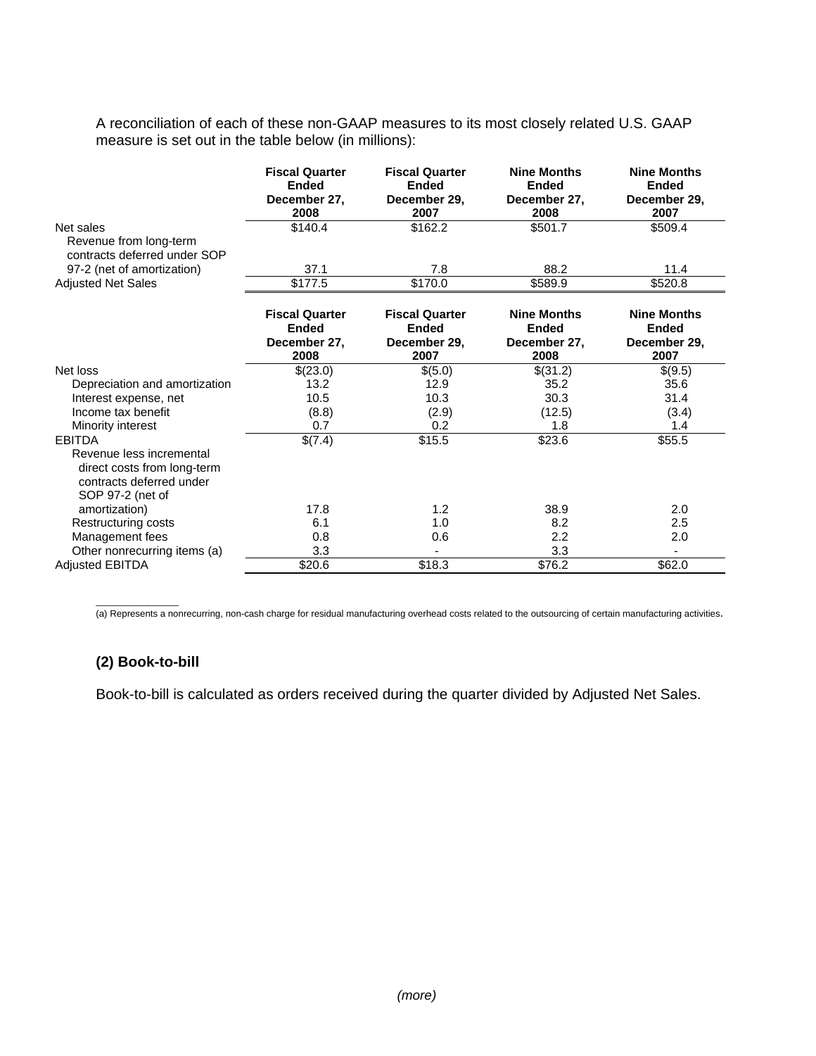A reconciliation of each of these non-GAAP measures to its most closely related U.S. GAAP measure is set out in the table below (in millions):

| | Fiscal Quarter Ended December 27, 2008 | Fiscal Quarter Ended December 29, 2007 | Nine Months Ended December 27, 2008 | Nine Months Ended December 29, 2007 |
|---|---|---|---|---|
| Net sales | $140.4 | $162.2 | $501.7 | $509.4 |
| Revenue from long-term contracts deferred under SOP 97-2 (net of amortization) | 37.1 | 7.8 | 88.2 | 11.4 |
| Adjusted Net Sales | $177.5 | $170.0 | $589.9 | $520.8 |

| | Fiscal Quarter Ended December 27, 2008 | Fiscal Quarter Ended December 29, 2007 | Nine Months Ended December 27, 2008 | Nine Months Ended December 29, 2007 |
|---|---|---|---|---|
| Net loss | $(23.0) | $(5.0) | $(31.2) | $(9.5) |
| Depreciation and amortization | 13.2 | 12.9 | 35.2 | 35.6 |
| Interest expense, net | 10.5 | 10.3 | 30.3 | 31.4 |
| Income tax benefit | (8.8) | (2.9) | (12.5) | (3.4) |
| Minority interest | 0.7 | 0.2 | 1.8 | 1.4 |
| EBITDA | $(7.4) | $15.5 | $23.6 | $55.5 |
| Revenue less incremental direct costs from long-term contracts deferred under SOP 97-2 (net of amortization) | 17.8 | 1.2 | 38.9 | 2.0 |
| Restructuring costs | 6.1 | 1.0 | 8.2 | 2.5 |
| Management fees | 0.8 | 0.6 | 2.2 | 2.0 |
| Other nonrecurring items (a) | 3.3 | - | 3.3 | - |
| Adjusted EBITDA | $20.6 | $18.3 | $76.2 | $62.0 |

(a) Represents a nonrecurring, non-cash charge for residual manufacturing overhead costs related to the outsourcing of certain manufacturing activities.

### (2) Book-to-bill

Book-to-bill is calculated as orders received during the quarter divided by Adjusted Net Sales.

*(more)*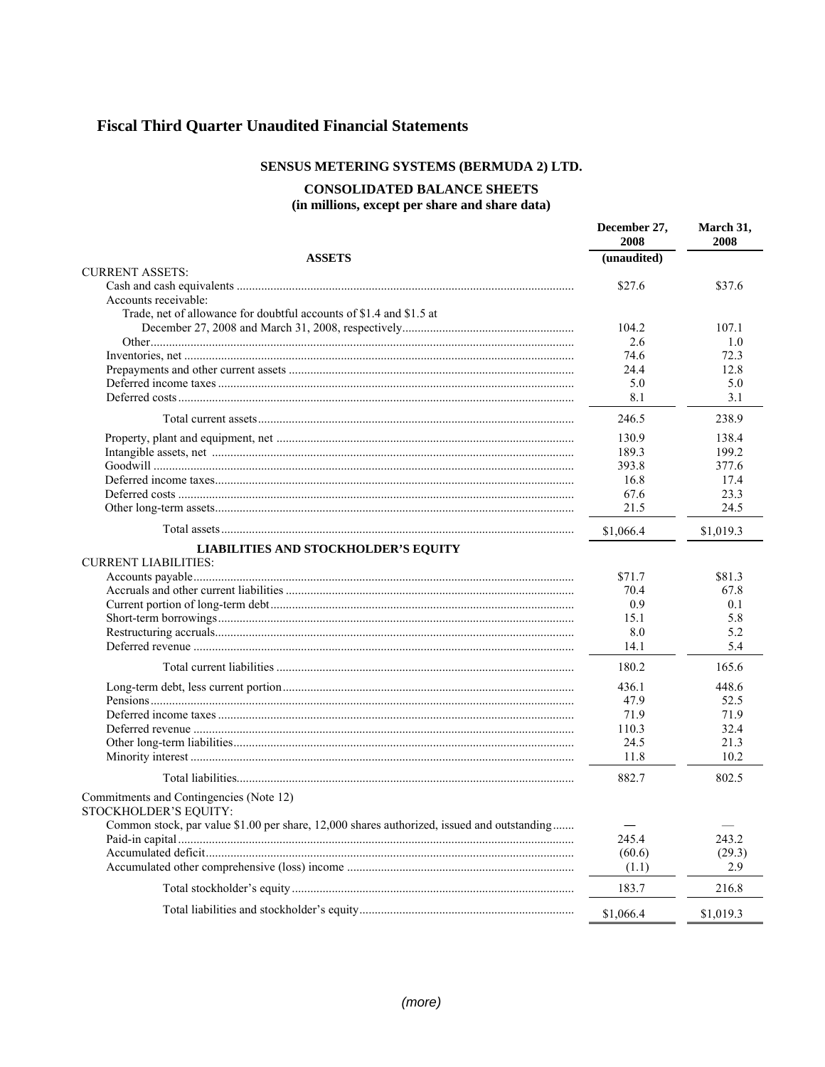## Fiscal Third Quarter Unaudited Financial Statements

### SENSUS METERING SYSTEMS (BERMUDA 2) LTD.

### CONSOLIDATED BALANCE SHEETS
**(in millions, except per share and share data)**

| | December 27, 2008 | March 31, 2008 |
|---|---|---|
| **ASSETS** | (unaudited) | |
| CURRENT ASSETS: | | |
| Cash and cash equivalents | $27.6 | $37.6 |
| Accounts receivable: | | |
| Trade, net of allowance for doubtful accounts of $1.4 and $1.5 at December 27, 2008 and March 31, 2008, respectively | 104.2 | 107.1 |
| Other | 2.6 | 1.0 |
| Inventories, net | 74.6 | 72.3 |
| Prepayments and other current assets | 24.4 | 12.8 |
| Deferred income taxes | 5.0 | 5.0 |
| Deferred costs | 8.1 | 3.1 |
| Total current assets | 246.5 | 238.9 |
| Property, plant and equipment, net | 130.9 | 138.4 |
| Intangible assets, net | 189.3 | 199.2 |
| Goodwill | 393.8 | 377.6 |
| Deferred income taxes | 16.8 | 17.4 |
| Deferred costs | 67.6 | 23.3 |
| Other long-term assets | 21.5 | 24.5 |
| Total assets | $1,066.4 | $1,019.3 |
| **LIABILITIES AND STOCKHOLDER'S EQUITY** | | |
| CURRENT LIABILITIES: | | |
| Accounts payable | $71.7 | $81.3 |
| Accruals and other current liabilities | 70.4 | 67.8 |
| Current portion of long-term debt | 0.9 | 0.1 |
| Short-term borrowings | 15.1 | 5.8 |
| Restructuring accruals | 8.0 | 5.2 |
| Deferred revenue | 14.1 | 5.4 |
| Total current liabilities | 180.2 | 165.6 |
| Long-term debt, less current portion | 436.1 | 448.6 |
| Pensions | 47.9 | 52.5 |
| Deferred income taxes | 71.9 | 71.9 |
| Deferred revenue | 110.3 | 32.4 |
| Other long-term liabilities | 24.5 | 21.3 |
| Minority interest | 11.8 | 10.2 |
| Total liabilities | 882.7 | 802.5 |
| Commitments and Contingencies (Note 12) | | |
| STOCKHOLDER'S EQUITY: | | |
| Common stock, par value $1.00 per share, 12,000 shares authorized, issued and outstanding | — | — |
| Paid-in capital | 245.4 | 243.2 |
| Accumulated deficit | (60.6) | (29.3) |
| Accumulated other comprehensive (loss) income | (1.1) | 2.9 |
| Total stockholder's equity | 183.7 | 216.8 |
| Total liabilities and stockholder's equity | $1,066.4 | $1,019.3 |

*(more)*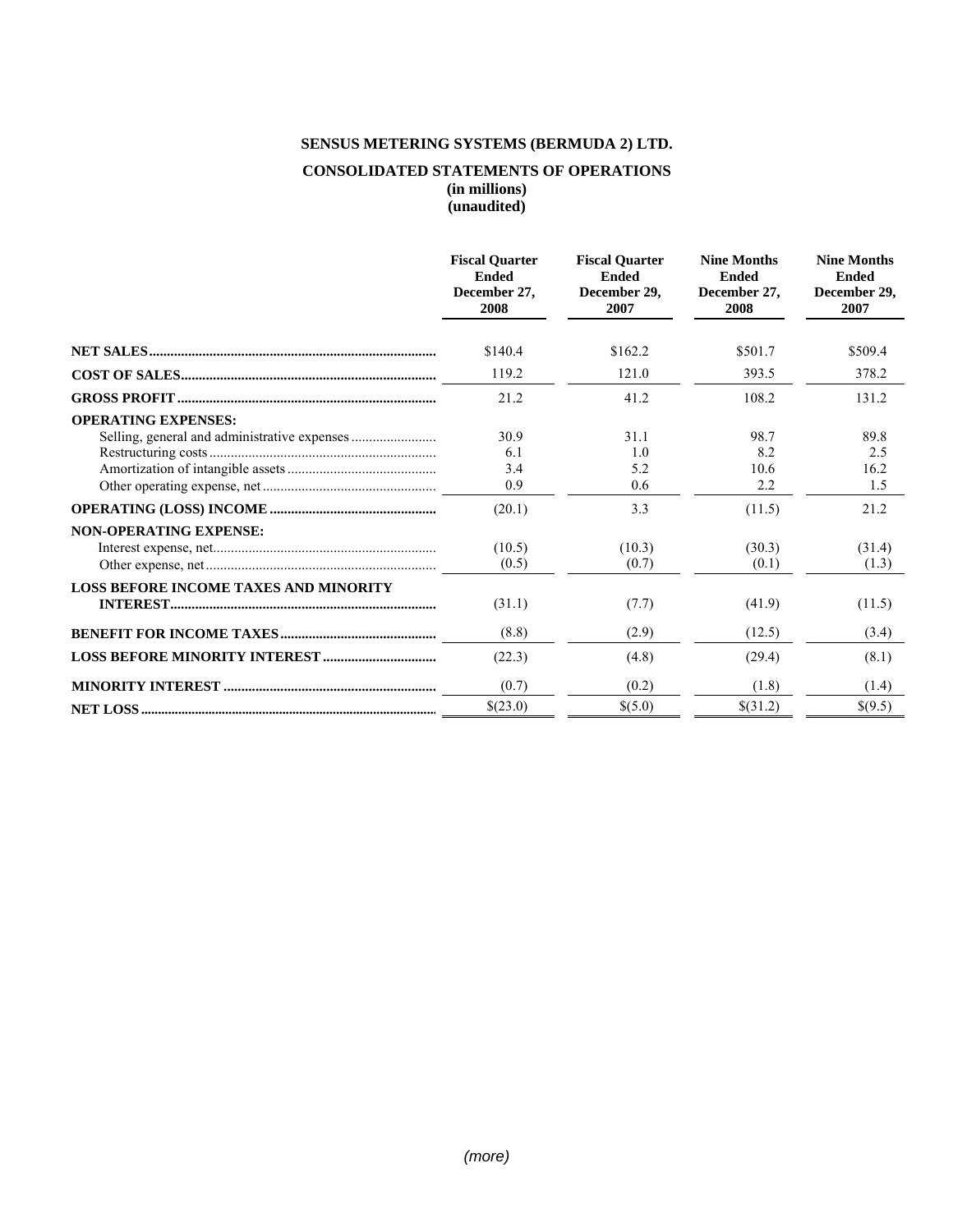# SENSUS METERING SYSTEMS (BERMUDA 2) LTD.

## CONSOLIDATED STATEMENTS OF OPERATIONS
**(in millions)**
**(unaudited)**

| | Fiscal Quarter Ended December 27, 2008 | Fiscal Quarter Ended December 29, 2007 | Nine Months Ended December 27, 2008 | Nine Months Ended December 29, 2007 |
|---|---|---|---|---|
| **NET SALES** | $140.4 | $162.2 | $501.7 | $509.4 |
| **COST OF SALES** | 119.2 | 121.0 | 393.5 | 378.2 |
| **GROSS PROFIT** | 21.2 | 41.2 | 108.2 | 131.2 |
| **OPERATING EXPENSES:** | | | | |
| Selling, general and administrative expenses | 30.9 | 31.1 | 98.7 | 89.8 |
| Restructuring costs | 6.1 | 1.0 | 8.2 | 2.5 |
| Amortization of intangible assets | 3.4 | 5.2 | 10.6 | 16.2 |
| Other operating expense, net | 0.9 | 0.6 | 2.2 | 1.5 |
| **OPERATING (LOSS) INCOME** | (20.1) | 3.3 | (11.5) | 21.2 |
| **NON-OPERATING EXPENSE:** | | | | |
| Interest expense, net | (10.5) | (10.3) | (30.3) | (31.4) |
| Other expense, net | (0.5) | (0.7) | (0.1) | (1.3) |
| **LOSS BEFORE INCOME TAXES AND MINORITY INTEREST** | (31.1) | (7.7) | (41.9) | (11.5) |
| **BENEFIT FOR INCOME TAXES** | (8.8) | (2.9) | (12.5) | (3.4) |
| **LOSS BEFORE MINORITY INTEREST** | (22.3) | (4.8) | (29.4) | (8.1) |
| **MINORITY INTEREST** | (0.7) | (0.2) | (1.8) | (1.4) |
| **NET LOSS** | $(23.0) | $(5.0) | $(31.2) | $(9.5) |

*(more)*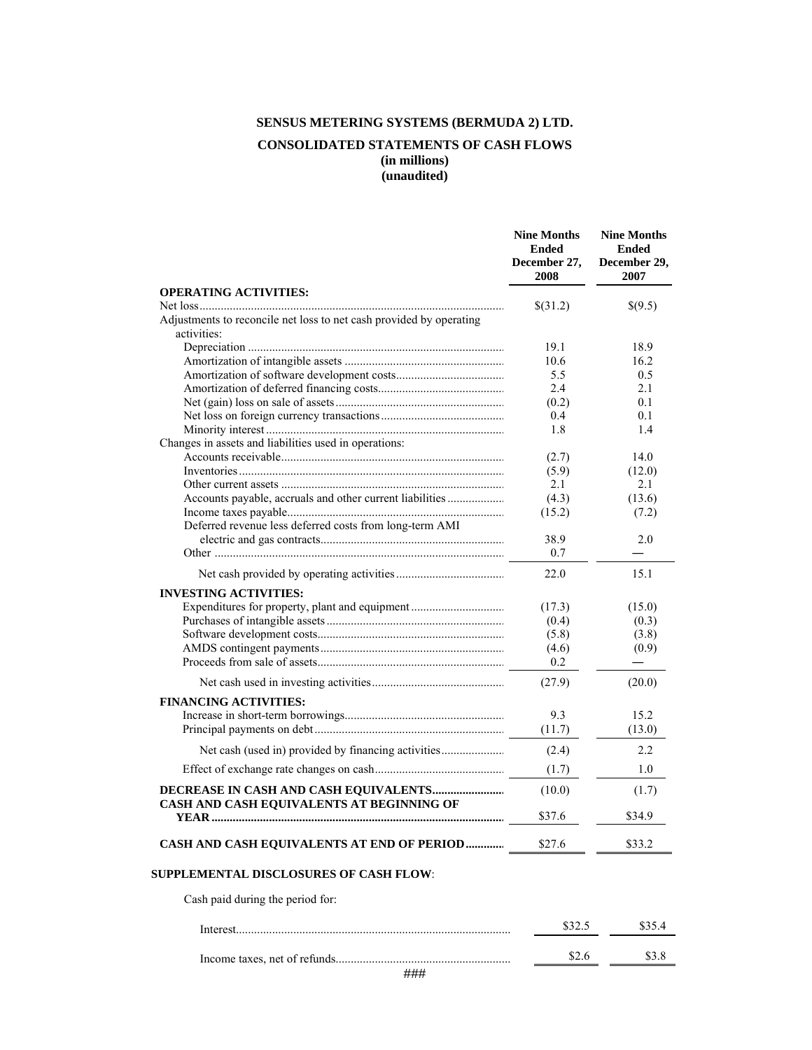**SENSUS METERING SYSTEMS (BERMUDA 2) LTD.**

**CONSOLIDATED STATEMENTS OF CASH FLOWS**
**(in millions)**
**(unaudited)**

| | Nine Months Ended December 27, 2008 | Nine Months Ended December 29, 2007 |
|---|---|---|
| **OPERATING ACTIVITIES:** | | |
| Net loss | $(31.2) | $(9.5) |
| Adjustments to reconcile net loss to net cash provided by operating activities: | | |
| Depreciation | 19.1 | 18.9 |
| Amortization of intangible assets | 10.6 | 16.2 |
| Amortization of software development costs | 5.5 | 0.5 |
| Amortization of deferred financing costs | 2.4 | 2.1 |
| Net (gain) loss on sale of assets | (0.2) | 0.1 |
| Net loss on foreign currency transactions | 0.4 | 0.1 |
| Minority interest | 1.8 | 1.4 |
| Changes in assets and liabilities used in operations: | | |
| Accounts receivable | (2.7) | 14.0 |
| Inventories | (5.9) | (12.0) |
| Other current assets | 2.1 | 2.1 |
| Accounts payable, accruals and other current liabilities | (4.3) | (13.6) |
| Income taxes payable | (15.2) | (7.2) |
| Deferred revenue less deferred costs from long-term AMI electric and gas contracts | 38.9 | 2.0 |
| Other | 0.7 | — |
| Net cash provided by operating activities | 22.0 | 15.1 |
| **INVESTING ACTIVITIES:** | | |
| Expenditures for property, plant and equipment | (17.3) | (15.0) |
| Purchases of intangible assets | (0.4) | (0.3) |
| Software development costs | (5.8) | (3.8) |
| AMDS contingent payments | (4.6) | (0.9) |
| Proceeds from sale of assets | 0.2 | — |
| Net cash used in investing activities | (27.9) | (20.0) |
| **FINANCING ACTIVITIES:** | | |
| Increase in short-term borrowings | 9.3 | 15.2 |
| Principal payments on debt | (11.7) | (13.0) |
| Net cash (used in) provided by financing activities | (2.4) | 2.2 |
| Effect of exchange rate changes on cash | (1.7) | 1.0 |
| **DECREASE IN CASH AND CASH EQUIVALENTS** | (10.0) | (1.7) |
| **CASH AND CASH EQUIVALENTS AT BEGINNING OF YEAR** | $37.6 | $34.9 |
| **CASH AND CASH EQUIVALENTS AT END OF PERIOD** | $27.6 | $33.2 |

**SUPPLEMENTAL DISCLOSURES OF CASH FLOW**:

Cash paid during the period for:

| | | |
|---|---|---|
| Interest | $32.5 | $35.4 |
| Income taxes, net of refunds | $2.6 | $3.8 |

###